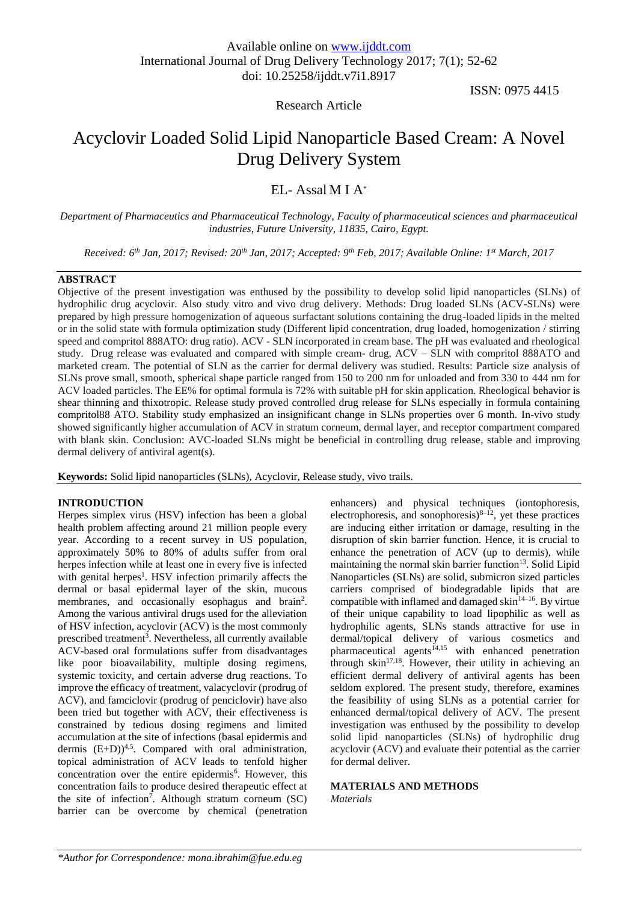Available online on www.ijddt.com

International Journal of Drug Delivery Technology 2017; 7(1); 52-62

doi: 10.25258/ijddt.v7i1.8917

ISSN: 0975 4415

Research Article

# Acyclovir Loaded Solid Lipid Nanoparticle Based Cream: A Novel Drug Delivery System

EL- Assal M I A*

*Department of Pharmaceutics and Pharmaceutical Technology, Faculty of pharmaceutical sciences and pharmaceutical industries, Future University, 11835, Cairo, Egypt.*

*Received: 6th Jan, 2017; Revised: 20th Jan, 2017; Accepted: 9th Feb, 2017; Available Online: 1st March, 2017*

## ABSTRACT

Objective of the present investigation was enthused by the possibility to develop solid lipid nanoparticles (SLNs) of hydrophilic drug acyclovir. Also study vitro and vivo drug delivery. Methods: Drug loaded SLNs (ACV-SLNs) were prepared by high pressure homogenization of aqueous surfactant solutions containing the drug-loaded lipids in the melted or in the solid state with formula optimization study (Different lipid concentration, drug loaded, homogenization / stirring speed and compritol 888ATO: drug ratio). ACV - SLN incorporated in cream base. The pH was evaluated and rheological study. Drug release was evaluated and compared with simple cream- drug, ACV – SLN with compritol 888ATO and marketed cream. The potential of SLN as the carrier for dermal delivery was studied. Results: Particle size analysis of SLNs prove small, smooth, spherical shape particle ranged from 150 to 200 nm for unloaded and from 330 to 444 nm for ACV loaded particles. The EE% for optimal formula is 72% with suitable pH for skin application. Rheological behavior is shear thinning and thixotropic. Release study proved controlled drug release for SLNs especially in formula containing compritol88 ATO. Stability study emphasized an insignificant change in SLNs properties over 6 month. In-vivo study showed significantly higher accumulation of ACV in stratum corneum, dermal layer, and receptor compartment compared with blank skin. Conclusion: AVC-loaded SLNs might be beneficial in controlling drug release, stable and improving dermal delivery of antiviral agent(s).

**Keywords:** Solid lipid nanoparticles (SLNs), Acyclovir, Release study, vivo trails.

## INTRODUCTION

Herpes simplex virus (HSV) infection has been a global health problem affecting around 21 million people every year. According to a recent survey in US population, approximately 50% to 80% of adults suffer from oral herpes infection while at least one in every five is infected with genital herpes[1]. HSV infection primarily affects the dermal or basal epidermal layer of the skin, mucous membranes, and occasionally esophagus and brain[2]. Among the various antiviral drugs used for the alleviation of HSV infection, acyclovir (ACV) is the most commonly prescribed treatment[3]. Nevertheless, all currently available ACV-based oral formulations suffer from disadvantages like poor bioavailability, multiple dosing regimens, systemic toxicity, and certain adverse drug reactions. To improve the efficacy of treatment, valacyclovir (prodrug of ACV), and famciclovir (prodrug of penciclovir) have also been tried but together with ACV, their effectiveness is constrained by tedious dosing regimens and limited accumulation at the site of infections (basal epidermis and dermis (E+D))[4,5]. Compared with oral administration, topical administration of ACV leads to tenfold higher concentration over the entire epidermis[6]. However, this concentration fails to produce desired therapeutic effect at the site of infection[7]. Although stratum corneum (SC) barrier can be overcome by chemical (penetration enhancers) and physical techniques (iontophoresis, electrophoresis, and sonophoresis)[8–12], yet these practices are inducing either irritation or damage, resulting in the disruption of skin barrier function. Hence, it is crucial to enhance the penetration of ACV (up to dermis), while maintaining the normal skin barrier function[13]. Solid Lipid Nanoparticles (SLNs) are solid, submicron sized particles carriers comprised of biodegradable lipids that are compatible with inflamed and damaged skin[14–16]. By virtue of their unique capability to load lipophilic as well as hydrophilic agents, SLNs stands attractive for use in dermal/topical delivery of various cosmetics and pharmaceutical agents[14,15] with enhanced penetration through skin[17,18]. However, their utility in achieving an efficient dermal delivery of antiviral agents has been seldom explored. The present study, therefore, examines the feasibility of using SLNs as a potential carrier for enhanced dermal/topical delivery of ACV. The present investigation was enthused by the possibility to develop solid lipid nanoparticles (SLNs) of hydrophilic drug acyclovir (ACV) and evaluate their potential as the carrier for dermal deliver.

## MATERIALS AND METHODS

*Materials*

*\*Author for Correspondence: mona.ibrahim@fue.edu.eg*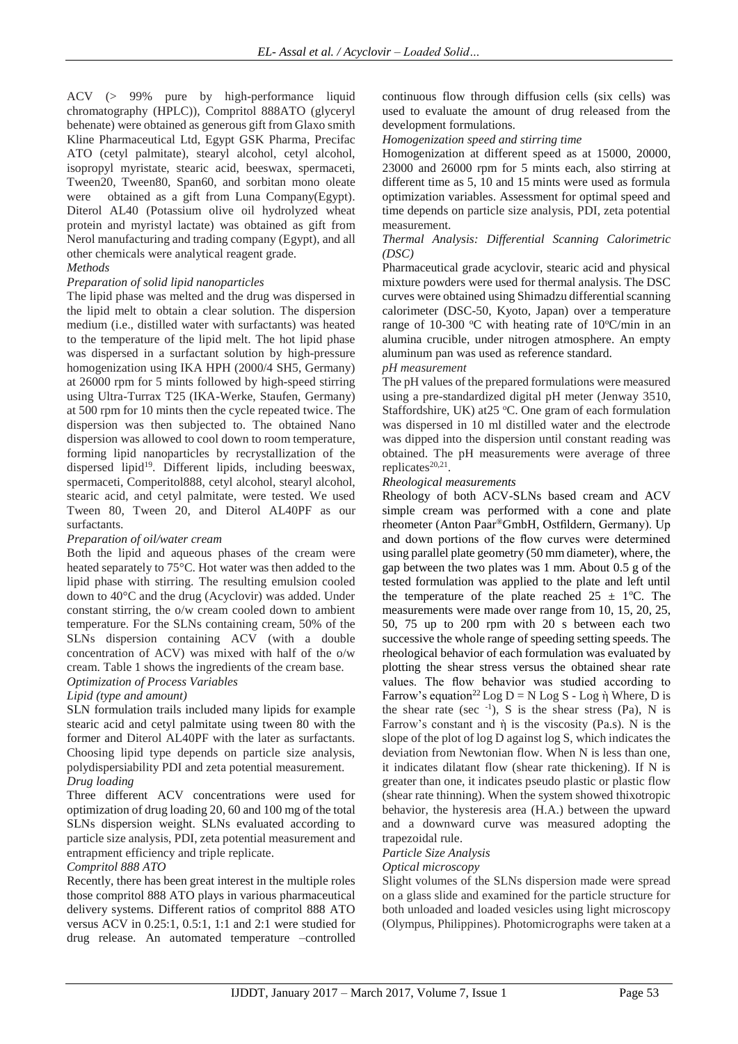ACV (> 99% pure by high-performance liquid chromatography (HPLC)), Compritol 888ATO (glyceryl behenate) were obtained as generous gift from Glaxo smith Kline Pharmaceutical Ltd, Egypt GSK Pharma, Precifac ATO (cetyl palmitate), stearyl alcohol, cetyl alcohol, isopropyl myristate, stearic acid, beeswax, spermaceti, Tween20, Tween80, Span60, and sorbitan mono oleate were obtained as a gift from Luna Company(Egypt). Diterol AL40 (Potassium olive oil hydrolyzed wheat protein and myristyl lactate) was obtained as gift from Nerol manufacturing and trading company (Egypt), and all other chemicals were analytical reagent grade.

*Methods*

*Preparation of solid lipid nanoparticles*

The lipid phase was melted and the drug was dispersed in the lipid melt to obtain a clear solution. The dispersion medium (i.e., distilled water with surfactants) was heated to the temperature of the lipid melt. The hot lipid phase was dispersed in a surfactant solution by high-pressure homogenization using IKA HPH (2000/4 SH5, Germany) at 26000 rpm for 5 mints followed by high-speed stirring using Ultra-Turrax T25 (IKA-Werke, Staufen, Germany) at 500 rpm for 10 mints then the cycle repeated twice. The dispersion was then subjected to. The obtained Nano dispersion was allowed to cool down to room temperature, forming lipid nanoparticles by recrystallization of the dispersed lipid[19]. Different lipids, including beeswax, spermaceti, Comperitol888, cetyl alcohol, stearyl alcohol, stearic acid, and cetyl palmitate, were tested. We used Tween 80, Tween 20, and Diterol AL40PF as our surfactants.

*Preparation of oil/water cream*

Both the lipid and aqueous phases of the cream were heated separately to 75°C. Hot water was then added to the lipid phase with stirring. The resulting emulsion cooled down to 40°C and the drug (Acyclovir) was added. Under constant stirring, the o/w cream cooled down to ambient temperature. For the SLNs containing cream, 50% of the SLNs dispersion containing ACV (with a double concentration of ACV) was mixed with half of the o/w cream. Table 1 shows the ingredients of the cream base.

*Optimization of Process Variables*

*Lipid (type and amount)*

SLN formulation trails included many lipids for example stearic acid and cetyl palmitate using tween 80 with the former and Diterol AL40PF with the later as surfactants. Choosing lipid type depends on particle size analysis, polydispersiability PDI and zeta potential measurement.

*Drug loading*

Three different ACV concentrations were used for optimization of drug loading 20, 60 and 100 mg of the total SLNs dispersion weight. SLNs evaluated according to particle size analysis, PDI, zeta potential measurement and entrapment efficiency and triple replicate.

*Compritol 888 ATO*

Recently, there has been great interest in the multiple roles those compritol 888 ATO plays in various pharmaceutical delivery systems. Different ratios of compritol 888 ATO versus ACV in 0.25:1, 0.5:1, 1:1 and 2:1 were studied for drug release. An automated temperature –controlled continuous flow through diffusion cells (six cells) was used to evaluate the amount of drug released from the development formulations.

*Homogenization speed and stirring time*

Homogenization at different speed as at 15000, 20000, 23000 and 26000 rpm for 5 mints each, also stirring at different time as 5, 10 and 15 mints were used as formula optimization variables. Assessment for optimal speed and time depends on particle size analysis, PDI, zeta potential measurement.

*Thermal Analysis: Differential Scanning Calorimetric (DSC)*

Pharmaceutical grade acyclovir, stearic acid and physical mixture powders were used for thermal analysis. The DSC curves were obtained using Shimadzu differential scanning calorimeter (DSC-50, Kyoto, Japan) over a temperature range of 10-300 °C with heating rate of 10°C/min in an alumina crucible, under nitrogen atmosphere. An empty aluminum pan was used as reference standard.

*pH measurement*

The pH values of the prepared formulations were measured using a pre-standardized digital pH meter (Jenway 3510, Staffordshire, UK) at25 °C. One gram of each formulation was dispersed in 10 ml distilled water and the electrode was dipped into the dispersion until constant reading was obtained. The pH measurements were average of three replicates[20,21].

*Rheological measurements*

Rheology of both ACV-SLNs based cream and ACV simple cream was performed with a cone and plate rheometer (Anton Paar®GmbH, Ostfildern, Germany). Up and down portions of the flow curves were determined using parallel plate geometry (50 mm diameter), where, the gap between the two plates was 1 mm. About 0.5 g of the tested formulation was applied to the plate and left until the temperature of the plate reached 25 ± 1°C. The measurements were made over range from 10, 15, 20, 25, 50, 75 up to 200 rpm with 20 s between each two successive the whole range of speeding setting speeds. The rheological behavior of each formulation was evaluated by plotting the shear stress versus the obtained shear rate values. The flow behavior was studied according to Farrow's equation[22] $\text{Log } D = N \text{ Log } S - \text{Log } \eta$ Where, D is the shear rate ($sec^{-1}$), S is the shear stress (Pa), N is Farrow's constant and $\eta$ is the viscosity (Pa.s). N is the slope of the plot of log D against log S, which indicates the deviation from Newtonian flow. When N is less than one, it indicates dilatant flow (shear rate thickening). If N is greater than one, it indicates pseudo plastic or plastic flow (shear rate thinning). When the system showed thixotropic behavior, the hysteresis area (H.A.) between the upward and a downward curve was measured adopting the trapezoidal rule.

*Particle Size Analysis*

*Optical microscopy*

Slight volumes of the SLNs dispersion made were spread on a glass slide and examined for the particle structure for both unloaded and loaded vesicles using light microscopy (Olympus, Philippines). Photomicrographs were taken at a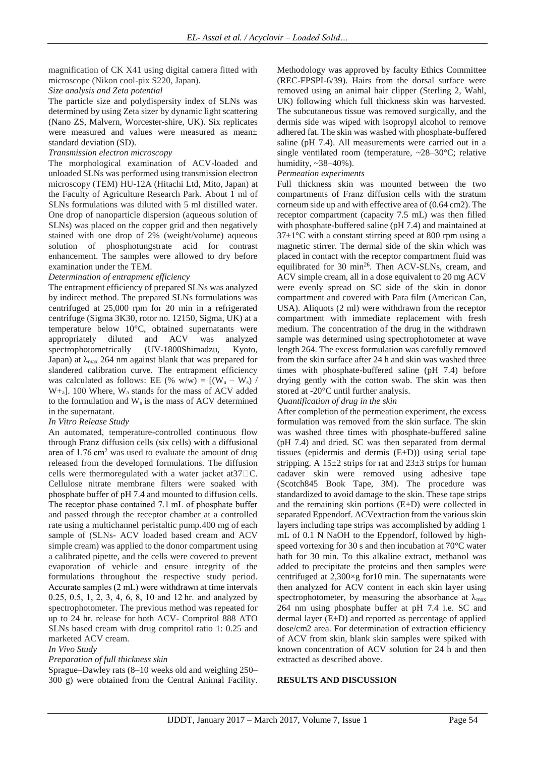magnification of CK X41 using digital camera fitted with microscope (Nikon cool-pix S220, Japan).

*Size analysis and Zeta potential*

The particle size and polydispersity index of SLNs was determined by using Zeta sizer by dynamic light scattering (Nano ZS, Malvern, Worcester-shire, UK). Six replicates were measured and values were measured as mean± standard deviation (SD).

*Transmission electron microscopy*

The morphological examination of ACV-loaded and unloaded SLNs was performed using transmission electron microscopy (TEM) HU-12A (Hitachi Ltd, Mito, Japan) at the Faculty of Agriculture Research Park. About 1 ml of SLNs formulations was diluted with 5 ml distilled water. One drop of nanoparticle dispersion (aqueous solution of SLNs) was placed on the copper grid and then negatively stained with one drop of 2% (weight/volume) aqueous solution of phosphotungstrate acid for contrast enhancement. The samples were allowed to dry before examination under the TEM.

*Determination of entrapment efficiency*

The entrapment efficiency of prepared SLNs was analyzed by indirect method. The prepared SLNs formulations was centrifuged at 25,000 rpm for 20 min in a refrigerated centrifuge (Sigma 3K30, rotor no. 12150, Sigma, UK) at a temperature below 10°C, obtained supernatants were appropriately diluted and ACV was analyzed spectrophotometrically (UV-1800Shimadzu, Kyoto, Japan) at $\lambda_{max}$ 264 nm against blank that was prepared for slandered calibration curve. The entrapment efficiency was calculated as follows: EE (% w/w) = $[(W_a - W_s) / W+_a]$. 100 Where, $W_a$ stands for the mass of ACV added to the formulation and $W_s$ is the mass of ACV determined in the supernatant.

*In Vitro Release Study*

An automated, temperature-controlled continuous flow through Franz diffusion cells (six cells) with a diffusional area of 1.76 cm$^2$ was used to evaluate the amount of drug released from the developed formulations. The diffusion cells were thermoregulated with a water jacket at37□C. Cellulose nitrate membrane filters were soaked with phosphate buffer of pH 7.4 and mounted to diffusion cells. The receptor phase contained 7.1 mL of phosphate buffer and passed through the receptor chamber at a controlled rate using a multichannel peristaltic pump.400 mg of each sample of (SLNs- ACV loaded based cream and ACV simple cream) was applied to the donor compartment using a calibrated pipette, and the cells were covered to prevent evaporation of vehicle and ensure integrity of the formulations throughout the respective study period. Accurate samples (2 mL) were withdrawn at time intervals 0.25, 0.5, 1, 2, 3, 4, 6, 8, 10 and 12 hr. and analyzed by spectrophotometer. The previous method was repeated for up to 24 hr. release for both ACV- Compritol 888 ATO SLNs based cream with drug compritol ratio 1: 0.25 and marketed ACV cream.

*In Vivo Study*

*Preparation of full thickness skin*

Sprague–Dawley rats (8–10 weeks old and weighing 250–300 g) were obtained from the Central Animal Facility. Methodology was approved by faculty Ethics Committee (REC-FPSPI-6/39). Hairs from the dorsal surface were removed using an animal hair clipper (Sterling 2, Wahl, UK) following which full thickness skin was harvested. The subcutaneous tissue was removed surgically, and the dermis side was wiped with isopropyl alcohol to remove adhered fat. The skin was washed with phosphate-buffered saline (pH 7.4). All measurements were carried out in a single ventilated room (temperature, ~28–30°C; relative humidity, ~38–40%).

*Permeation experiments*

Full thickness skin was mounted between the two compartments of Franz diffusion cells with the stratum corneum side up and with effective area of (0.64 cm2). The receptor compartment (capacity 7.5 mL) was then filled with phosphate-buffered saline (pH 7.4) and maintained at 37±1°C with a constant stirring speed at 800 rpm using a magnetic stirrer. The dermal side of the skin which was placed in contact with the receptor compartment fluid was equilibrated for 30 min[26]. Then ACV-SLNs, cream, and ACV simple cream, all in a dose equivalent to 20 mg ACV were evenly spread on SC side of the skin in donor compartment and covered with Para film (American Can, USA). Aliquots (2 ml) were withdrawn from the receptor compartment with immediate replacement with fresh medium. The concentration of the drug in the withdrawn sample was determined using spectrophotometer at wave length 264. The excess formulation was carefully removed from the skin surface after 24 h and skin was washed three times with phosphate-buffered saline (pH 7.4) before drying gently with the cotton swab. The skin was then stored at -20°C until further analysis.

*Quantification of drug in the skin*

After completion of the permeation experiment, the excess formulation was removed from the skin surface. The skin was washed three times with phosphate-buffered saline (pH 7.4) and dried. SC was then separated from dermal tissues (epidermis and dermis (E+D)) using serial tape stripping. A 15±2 strips for rat and 23±3 strips for human cadaver skin were removed using adhesive tape (Scotch845 Book Tape, 3M). The procedure was standardized to avoid damage to the skin. These tape strips and the remaining skin portions (E+D) were collected in separated Eppendorf. ACVextraction from the various skin layers including tape strips was accomplished by adding 1 mL of 0.1 N NaOH to the Eppendorf, followed by high-speed vortexing for 30 s and then incubation at 70°C water bath for 30 min. To this alkaline extract, methanol was added to precipitate the proteins and then samples were centrifuged at 2,300×g for10 min. The supernatants were then analyzed for ACV content in each skin layer using spectrophotometer, by measuring the absorbance at $\lambda_{max}$ 264 nm using phosphate buffer at pH 7.4 i.e. SC and dermal layer (E+D) and reported as percentage of applied dose/cm2 area. For determination of extraction efficiency of ACV from skin, blank skin samples were spiked with known concentration of ACV solution for 24 h and then extracted as described above.

## RESULTS AND DISCUSSION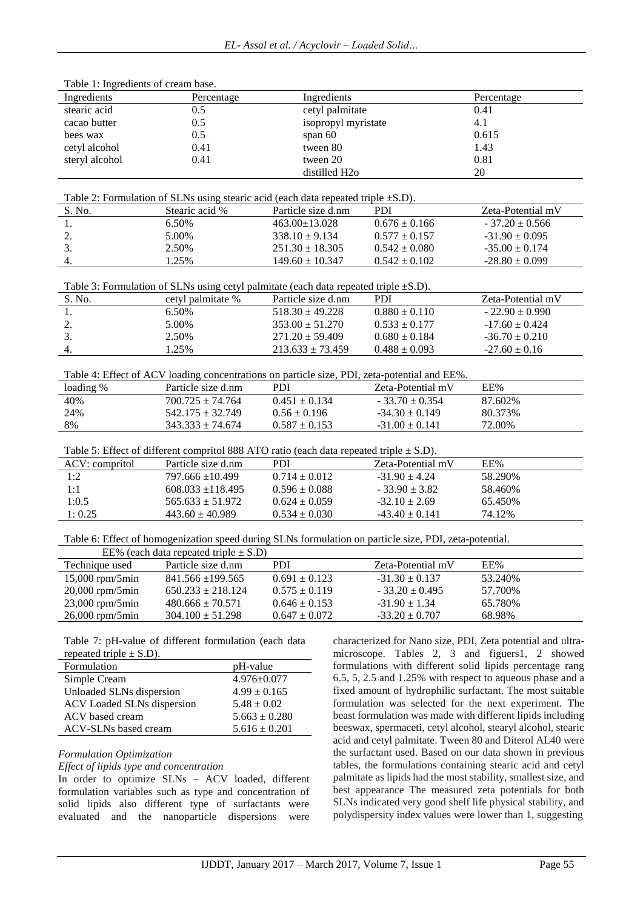Table 1: Ingredients of cream base.

| Ingredients | Percentage | Ingredients | Percentage |
|---|---|---|---|
| stearic acid | 0.5 | cetyl palmitate | 0.41 |
| cacao butter | 0.5 | isopropyl myristate | 4.1 |
| bees wax | 0.5 | span 60 | 0.615 |
| cetyl alcohol | 0.41 | tween 80 | 1.43 |
| steryl alcohol | 0.41 | tween 20 | 0.81 |
| | | distilled $H_2o$ | 20 |

Table 2: Formulation of SLNs using stearic acid (each data repeated triple ±S.D).

| S. No. | Stearic acid % | Particle size d.nm | PDI | Zeta-Potential mV |
|---|---|---|---|---|
| 1. | 6.50% | 463.00±13.028 | 0.676 ± 0.166 | - 37.20 ± 0.566 |
| 2. | 5.00% | 338.10 ± 9.134 | 0.577 ± 0.157 | -31.90 ± 0.095 |
| 3. | 2.50% | 251.30 ± 18.305 | 0.542 ± 0.080 | -35.00 ± 0.174 |
| 4. | 1.25% | 149.60 ± 10.347 | 0.542 ± 0.102 | -28.80 ± 0.099 |

Table 3: Formulation of SLNs using cetyl palmitate (each data repeated triple ±S.D).

| S. No. | cetyl palmitate % | Particle size d.nm | PDI | Zeta-Potential mV |
|---|---|---|---|---|
| 1. | 6.50% | 518.30 ± 49.228 | 0.880 ± 0.110 | - 22.90 ± 0.990 |
| 2. | 5.00% | 353.00 ± 51.270 | 0.533 ± 0.177 | -17.60 ± 0.424 |
| 3. | 2.50% | 271.20 ± 59.409 | 0.680 ± 0.184 | -36.70 ± 0.210 |
| 4. | 1.25% | 213.633 ± 73.459 | 0.488 ± 0.093 | -27.60 ± 0.16 |

Table 4: Effect of ACV loading concentrations on particle size, PDI, zeta-potential and EE%.

| loading % | Particle size d.nm | PDI | Zeta-Potential mV | EE% |
|---|---|---|---|---|
| 40% | 700.725 ± 74.764 | 0.451 ± 0.134 | - 33.70 ± 0.354 | 87.602% |
| 24% | 542.175 ± 32.749 | 0.56 ± 0.196 | -34.30 ± 0.149 | 80.373% |
| 8% | 343.333 ± 74.674 | 0.587 ± 0.153 | -31.00 ± 0.141 | 72.00% |

Table 5: Effect of different compritol 888 ATO ratio (each data repeated triple ± S.D).

| ACV: compritol | Particle size d.nm | PDI | Zeta-Potential mV | EE% |
|---|---|---|---|---|
| 1:2 | 797.666 ±10.499 | 0.714 ± 0.012 | -31.90 ± 4.24 | 58.290% |
| 1:1 | 608.033 ±118.495 | 0.596 ± 0.088 | - 33.90 ± 3.82 | 58.460% |
| 1:0.5 | 565.633 ± 51.972 | 0.624 ± 0.059 | -32.10 ± 2.69 | 65.450% |
| 1: 0.25 | 443.60 ± 40.989 | 0.534 ± 0.030 | -43.40 ± 0.141 | 74.12% |

Table 6: Effect of homogenization speed during SLNs formulation on particle size, PDI, zeta-potential. EE% (each data repeated triple ± S.D)

| Technique used | Particle size d.nm | PDI | Zeta-Potential mV | EE% |
|---|---|---|---|---|
| 15,000 rpm/5min | 841.566 ±199.565 | 0.691 ± 0.123 | -31.30 ± 0.137 | 53.240% |
| 20,000 rpm/5min | 650.233 ± 218.124 | 0.575 ± 0.119 | - 33.20 ± 0.495 | 57.700% |
| 23,000 rpm/5min | 480.666 ± 70.571 | 0.646 ± 0.153 | -31.90 ± 1.34 | 65.780% |
| 26,000 rpm/5min | 304.100 ± 51.298 | 0.647 ± 0.072 | -33.20 ± 0.707 | 68.98% |

Table 7: pH-value of different formulation (each data repeated triple ± S.D).

| Formulation | pH-value |
|---|---|
| Simple Cream | 4.976±0.077 |
| Unloaded SLNs dispersion | 4.99 ± 0.165 |
| ACV Loaded SLNs dispersion | 5.48 ± 0.02 |
| ACV based cream | 5.663 ± 0.280 |
| ACV-SLNs based cream | 5.616 ± 0.201 |

*Formulation Optimization*

*Effect of lipids type and concentration*

In order to optimize SLNs – ACV loaded, different formulation variables such as type and concentration of solid lipids also different type of surfactants were evaluated and the nanoparticle dispersions were characterized for Nano size, PDI, Zeta potential and ultra-microscope. Tables 2, 3 and figuers1, 2 showed formulations with different solid lipids percentage rang 6.5, 5, 2.5 and 1.25% with respect to aqueous phase and a fixed amount of hydrophilic surfactant. The most suitable formulation was selected for the next experiment. The beast formulation was made with different lipids including beeswax, spermaceti, cetyl alcohol, stearyl alcohol, stearic acid and cetyl palmitate. Tween 80 and Diterol AL40 were the surfactant used. Based on our data shown in previous tables, the formulations containing stearic acid and cetyl palmitate as lipids had the most stability, smallest size, and best appearance The measured zeta potentials for both SLNs indicated very good shelf life physical stability, and polydispersity index values were lower than 1, suggesting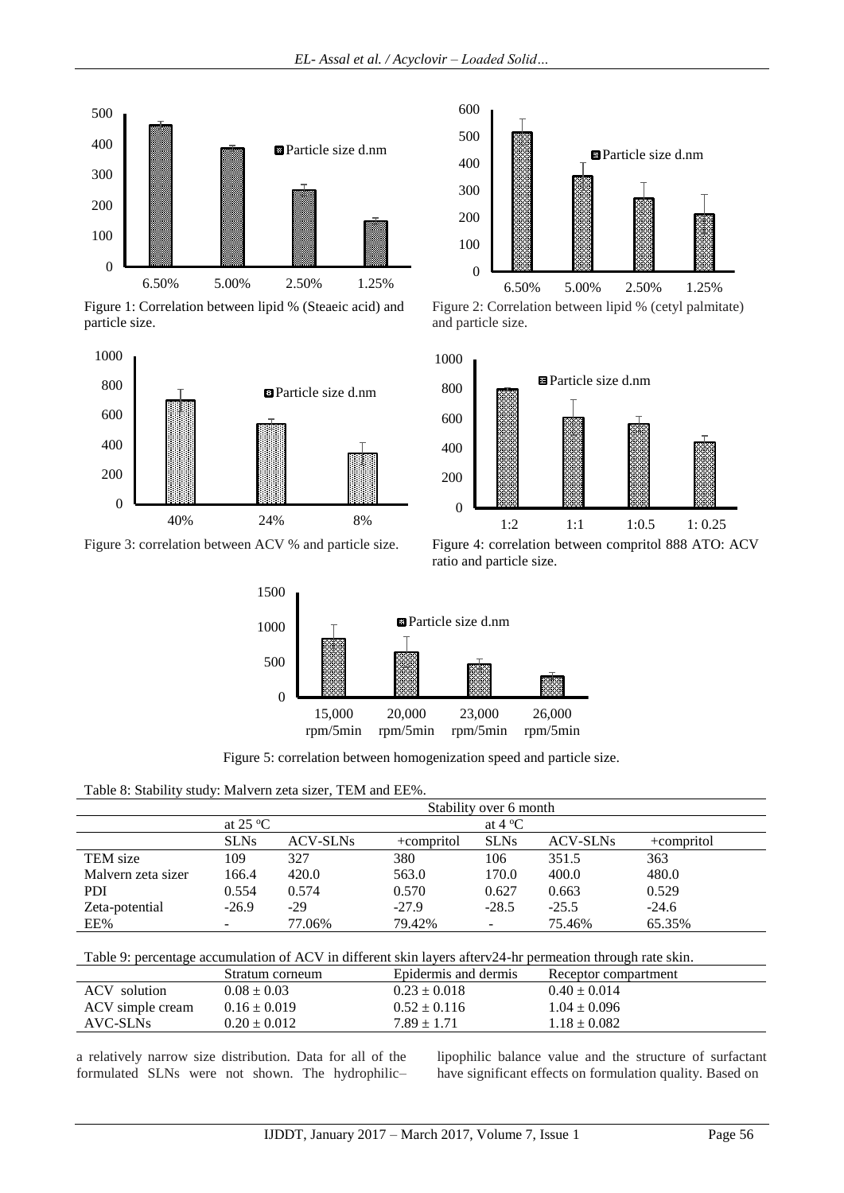Figure 1: Correlation between lipid % (Steaeic acid) and particle size.

Figure 2: Correlation between lipid % (cetyl palmitate) and particle size.

Figure 3: correlation between ACV % and particle size.

Figure 4: correlation between compritol 888 ATO: ACV ratio and particle size.

Figure 5: correlation between homogenization speed and particle size.

Table 8: Stability study: Malvern zeta sizer, TEM and EE%.

| | Stability over 6 month | | | | | |
|---|---|---|---|---|---|---|
| | at 25 ºC | | | at 4 ºC | | |
| | SLNs | ACV-SLNs | +compritol | SLNs | ACV-SLNs | +compritol |
| TEM size | 109 | 327 | 380 | 106 | 351.5 | 363 |
| Malvern zeta sizer | 166.4 | 420.0 | 563.0 | 170.0 | 400.0 | 480.0 |
| PDI | 0.554 | 0.574 | 0.570 | 0.627 | 0.663 | 0.529 |
| Zeta-potential | -26.9 | -29 | -27.9 | -28.5 | -25.5 | -24.6 |
| EE% | - | 77.06% | 79.42% | - | 75.46% | 65.35% |

Table 9: percentage accumulation of ACV in different skin layers afterv24-hr permeation through rate skin.

| | Stratum corneum | Epidermis and dermis | Receptor compartment |
|---|---|---|---|
| ACV solution | 0.08 ± 0.03 | 0.23 ± 0.018 | 0.40 ± 0.014 |
| ACV simple cream | 0.16 ± 0.019 | 0.52 ± 0.116 | 1.04 ± 0.096 |
| AVC-SLNs | 0.20 ± 0.012 | 7.89 ± 1.71 | 1.18 ± 0.082 |

a relatively narrow size distribution. Data for all of the formulated SLNs were not shown. The hydrophilic–lipophilic balance value and the structure of surfactant have significant effects on formulation quality. Based on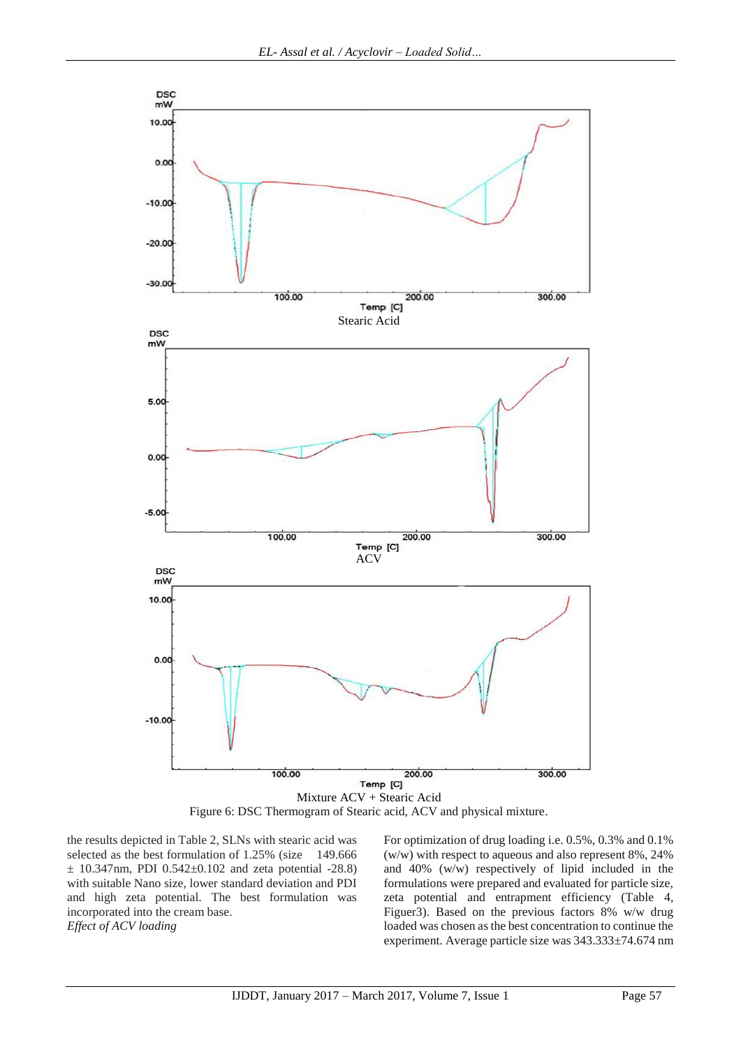Stearic Acid

ACV

Mixture ACV + Stearic Acid

Figure 6: DSC Thermogram of Stearic acid, ACV and physical mixture.

the results depicted in Table 2, SLNs with stearic acid was selected as the best formulation of 1.25% (size 149.666 ± 10.347nm, PDI 0.542±0.102 and zeta potential -28.8) with suitable Nano size, lower standard deviation and PDI and high zeta potential. The best formulation was incorporated into the cream base.

*Effect of ACV loading*

For optimization of drug loading i.e. 0.5%, 0.3% and 0.1% (w/w) with respect to aqueous and also represent 8%, 24% and 40% (w/w) respectively of lipid included in the formulations were prepared and evaluated for particle size, zeta potential and entrapment efficiency (Table 4, Figuer3). Based on the previous factors 8% w/w drug loaded was chosen as the best concentration to continue the experiment. Average particle size was 343.333±74.674 nm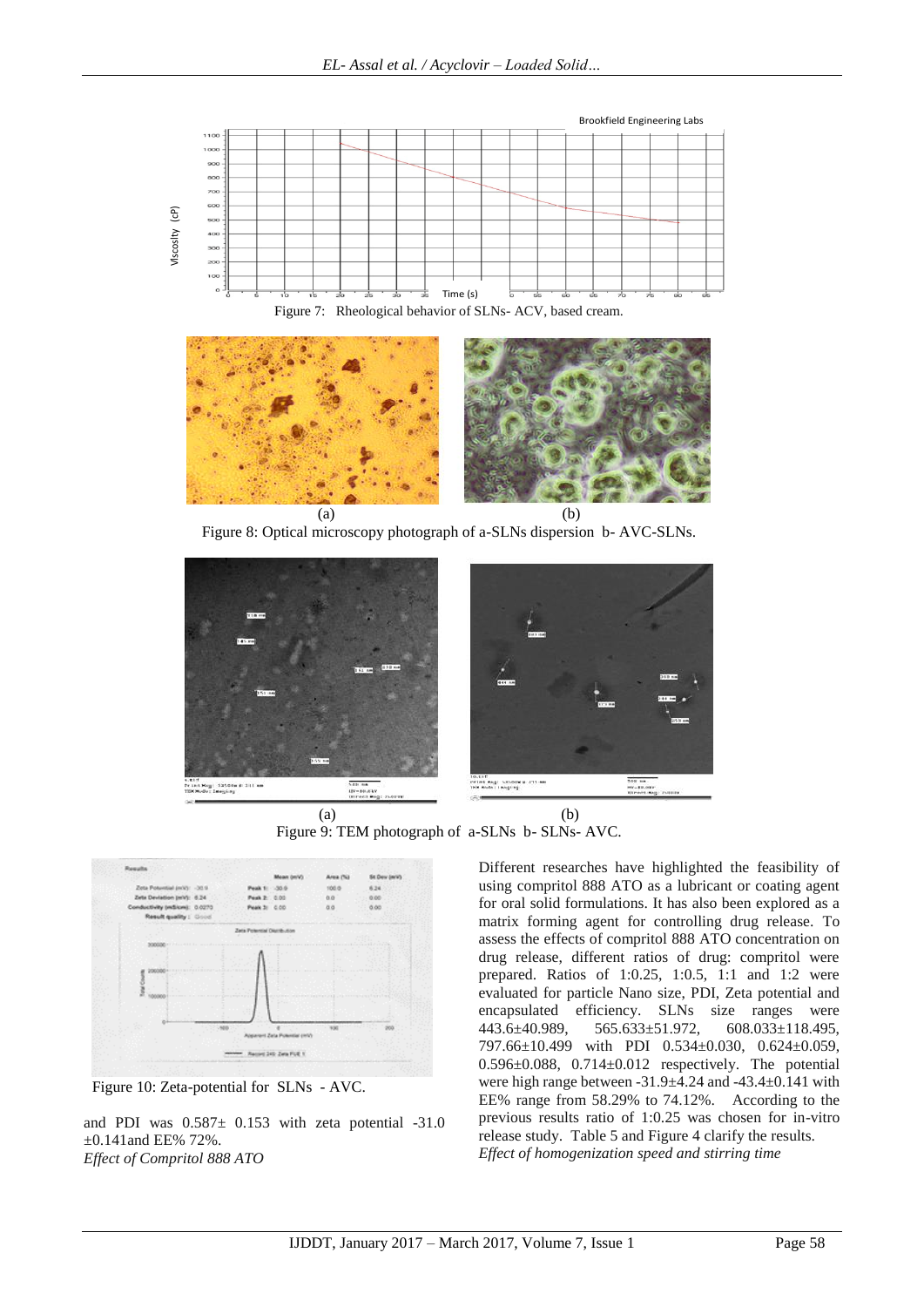Figure 7: Rheological behavior of SLNs- ACV, based cream.

(a) (b)

Figure 8: Optical microscopy photograph of a-SLNs dispersion b- AVC-SLNs.

(a) (b)

Figure 9: TEM photograph of a-SLNs b- SLNs- AVC.

Figure 10: Zeta-potential for SLNs - AVC.

and PDI was 0.587± 0.153 with zeta potential -31.0 ±0.141and EE% 72%.

*Effect of Compritol 888 ATO*

Different researches have highlighted the feasibility of using compritol 888 ATO as a lubricant or coating agent for oral solid formulations. It has also been explored as a matrix forming agent for controlling drug release. To assess the effects of compritol 888 ATO concentration on drug release, different ratios of drug: compritol were prepared. Ratios of 1:0.25, 1:0.5, 1:1 and 1:2 were evaluated for particle Nano size, PDI, Zeta potential and encapsulated efficiency. SLNs size ranges were 443.6±40.989, 565.633±51.972, 608.033±118.495, 797.66±10.499 with PDI 0.534±0.030, 0.624±0.059, 0.596±0.088, 0.714±0.012 respectively. The potential were high range between -31.9±4.24 and -43.4±0.141 with EE% range from 58.29% to 74.12%. According to the previous results ratio of 1:0.25 was chosen for in-vitro release study. Table 5 and Figure 4 clarify the results.

*Effect of homogenization speed and stirring time*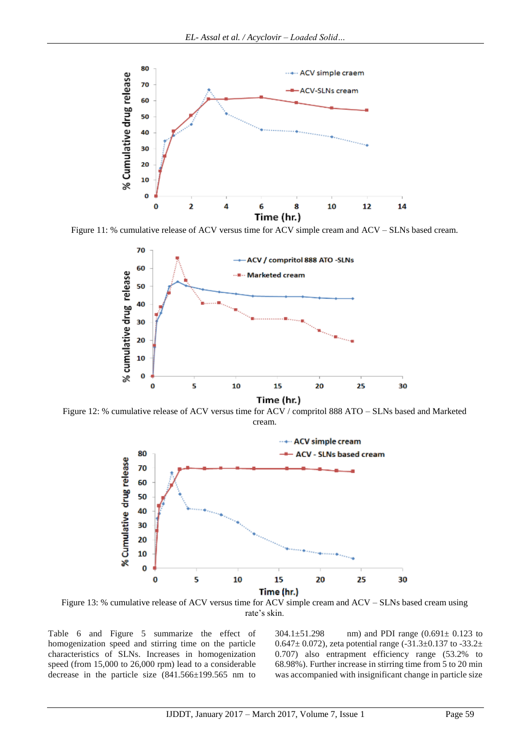Figure 11: % cumulative release of ACV versus time for ACV simple cream and ACV – SLNs based cream.

Figure 12: % cumulative release of ACV versus time for ACV / compritol 888 ATO – SLNs based and Marketed cream.

Figure 13: % cumulative release of ACV versus time for ACV simple cream and ACV – SLNs based cream using rate's skin.

Table 6 and Figure 5 summarize the effect of homogenization speed and stirring time on the particle characteristics of SLNs. Increases in homogenization speed (from 15,000 to 26,000 rpm) lead to a considerable decrease in the particle size (841.566±199.565 nm to 304.1±51.298 nm) and PDI range (0.691± 0.123 to 0.647± 0.072), zeta potential range (-31.3±0.137 to -33.2± 0.707) also entrapment efficiency range (53.2% to 68.98%). Further increase in stirring time from 5 to 20 min was accompanied with insignificant change in particle size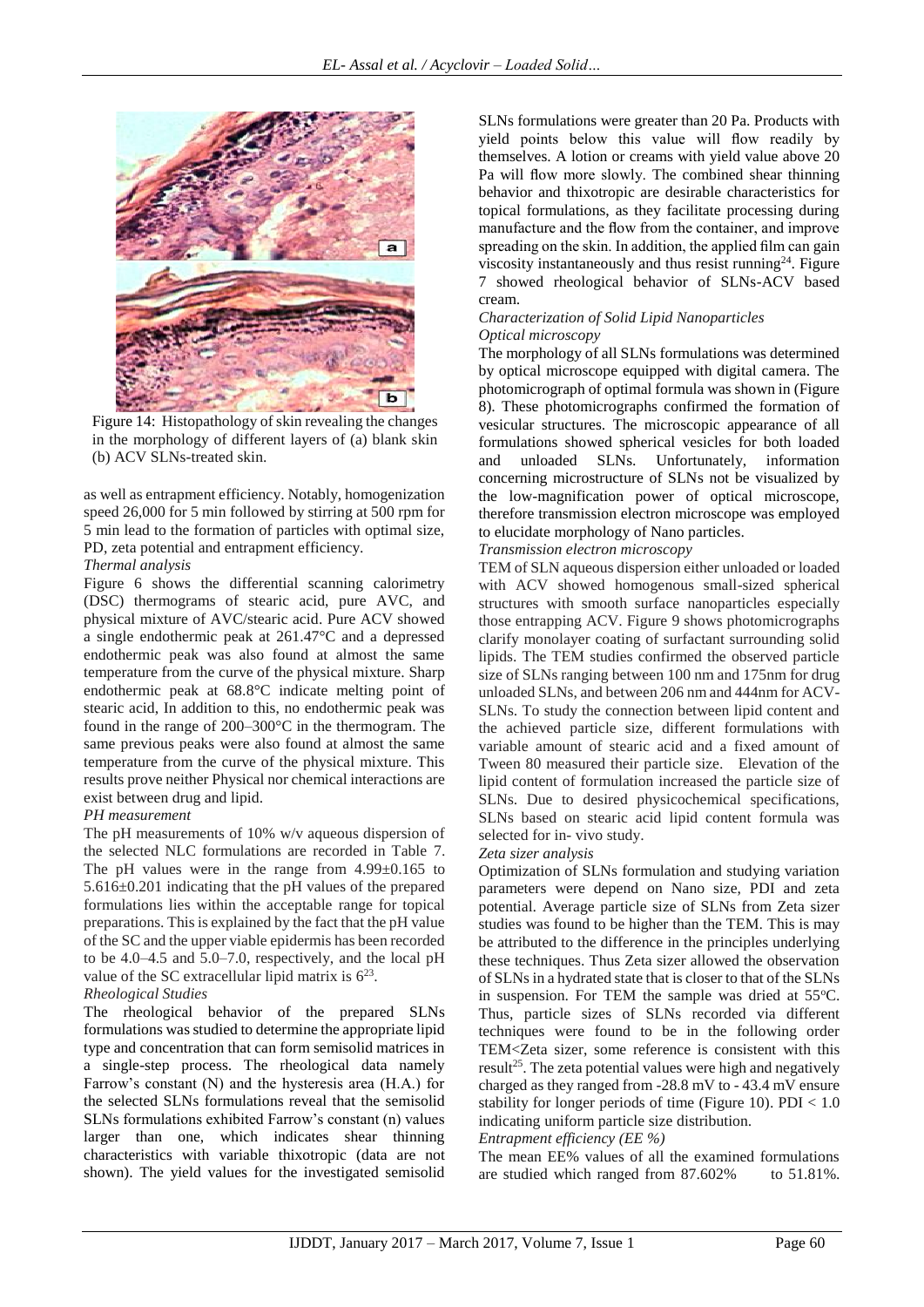Figure 14: Histopathology of skin revealing the changes in the morphology of different layers of (a) blank skin (b) ACV SLNs-treated skin.

as well as entrapment efficiency. Notably, homogenization speed 26,000 for 5 min followed by stirring at 500 rpm for 5 min lead to the formation of particles with optimal size, PD, zeta potential and entrapment efficiency.

*Thermal analysis*

Figure 6 shows the differential scanning calorimetry (DSC) thermograms of stearic acid, pure AVC, and physical mixture of AVC/stearic acid. Pure ACV showed a single endothermic peak at 261.47°C and a depressed endothermic peak was also found at almost the same temperature from the curve of the physical mixture. Sharp endothermic peak at 68.8°C indicate melting point of stearic acid, In addition to this, no endothermic peak was found in the range of 200–300°C in the thermogram. The same previous peaks were also found at almost the same temperature from the curve of the physical mixture. This results prove neither Physical nor chemical interactions are exist between drug and lipid.

*PH measurement*

The pH measurements of 10% w/v aqueous dispersion of the selected NLC formulations are recorded in Table 7. The pH values were in the range from 4.99±0.165 to 5.616±0.201 indicating that the pH values of the prepared formulations lies within the acceptable range for topical preparations. This is explained by the fact that the pH value of the SC and the upper viable epidermis has been recorded to be 4.0–4.5 and 5.0–7.0, respectively, and the local pH value of the SC extracellular lipid matrix is 6[23].

*Rheological Studies*

The rheological behavior of the prepared SLNs formulations was studied to determine the appropriate lipid type and concentration that can form semisolid matrices in a single-step process. The rheological data namely Farrow's constant (N) and the hysteresis area (H.A.) for the selected SLNs formulations reveal that the semisolid SLNs formulations exhibited Farrow's constant (n) values larger than one, which indicates shear thinning characteristics with variable thixotropic (data are not shown). The yield values for the investigated semisolid SLNs formulations were greater than 20 Pa. Products with yield points below this value will flow readily by themselves. A lotion or creams with yield value above 20 Pa will flow more slowly. The combined shear thinning behavior and thixotropic are desirable characteristics for topical formulations, as they facilitate processing during manufacture and the flow from the container, and improve spreading on the skin. In addition, the applied film can gain viscosity instantaneously and thus resist running[24]. Figure 7 showed rheological behavior of SLNs-ACV based cream.

*Characterization of Solid Lipid Nanoparticles*

*Optical microscopy*

The morphology of all SLNs formulations was determined by optical microscope equipped with digital camera. The photomicrograph of optimal formula was shown in (Figure 8). These photomicrographs confirmed the formation of vesicular structures. The microscopic appearance of all formulations showed spherical vesicles for both loaded and unloaded SLNs. Unfortunately, information concerning microstructure of SLNs not be visualized by the low-magnification power of optical microscope, therefore transmission electron microscope was employed to elucidate morphology of Nano particles.

*Transmission electron microscopy*

TEM of SLN aqueous dispersion either unloaded or loaded with ACV showed homogenous small-sized spherical structures with smooth surface nanoparticles especially those entrapping ACV. Figure 9 shows photomicrographs clarify monolayer coating of surfactant surrounding solid lipids. The TEM studies confirmed the observed particle size of SLNs ranging between 100 nm and 175nm for drug unloaded SLNs, and between 206 nm and 444nm for ACV-SLNs. To study the connection between lipid content and the achieved particle size, different formulations with variable amount of stearic acid and a fixed amount of Tween 80 measured their particle size. Elevation of the lipid content of formulation increased the particle size of SLNs. Due to desired physicochemical specifications, SLNs based on stearic acid lipid content formula was selected for in- vivo study.

*Zeta sizer analysis*

Optimization of SLNs formulation and studying variation parameters were depend on Nano size, PDI and zeta potential. Average particle size of SLNs from Zeta sizer studies was found to be higher than the TEM. This is may be attributed to the difference in the principles underlying these techniques. Thus Zeta sizer allowed the observation of SLNs in a hydrated state that is closer to that of the SLNs in suspension. For TEM the sample was dried at 55°C. Thus, particle sizes of SLNs recorded via different techniques were found to be in the following order TEM<Zeta sizer, some reference is consistent with this result[25]. The zeta potential values were high and negatively charged as they ranged from -28.8 mV to - 43.4 mV ensure stability for longer periods of time (Figure 10). PDI < 1.0 indicating uniform particle size distribution.

*Entrapment efficiency (EE %)*

The mean EE% values of all the examined formulations are studied which ranged from 87.602% to 51.81%.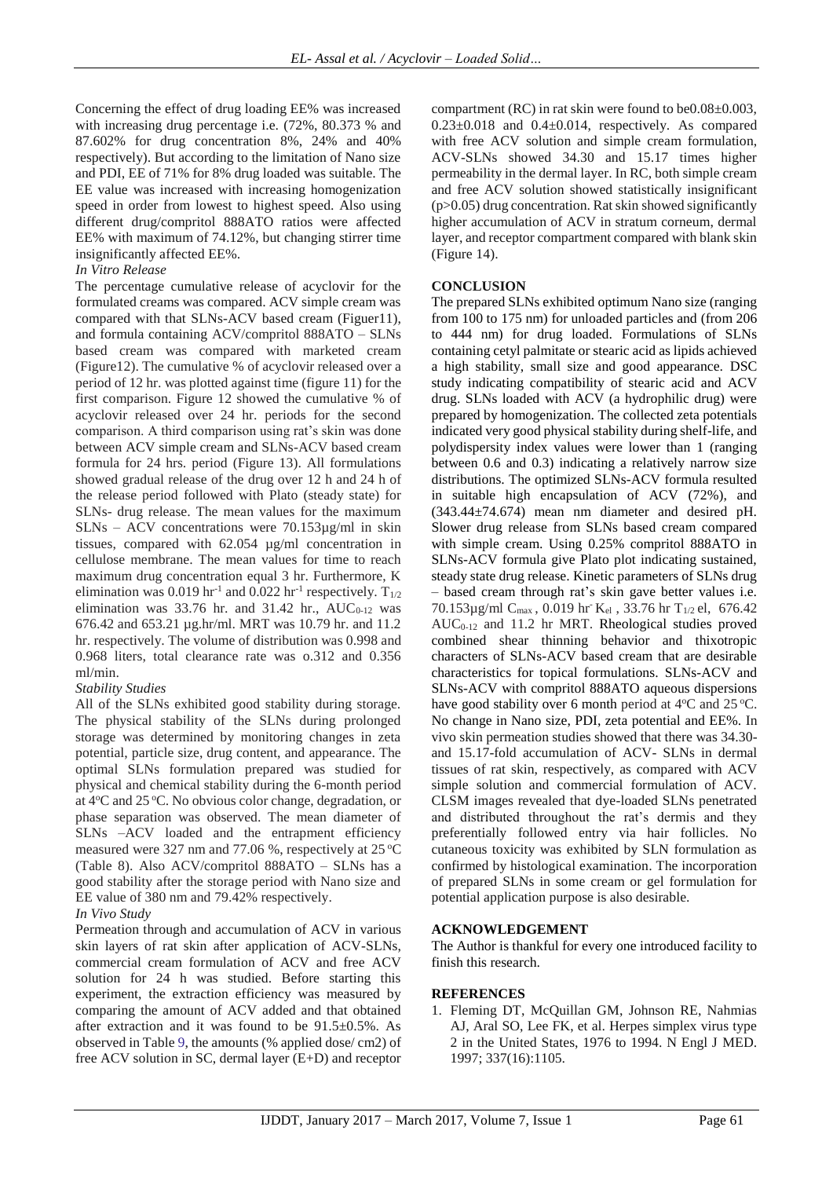Concerning the effect of drug loading EE% was increased with increasing drug percentage i.e. (72%, 80.373 % and 87.602% for drug concentration 8%, 24% and 40% respectively). But according to the limitation of Nano size and PDI, EE of 71% for 8% drug loaded was suitable. The EE value was increased with increasing homogenization speed in order from lowest to highest speed. Also using different drug/compritol 888ATO ratios were affected EE% with maximum of 74.12%, but changing stirrer time insignificantly affected EE%.

*In Vitro Release*

The percentage cumulative release of acyclovir for the formulated creams was compared. ACV simple cream was compared with that SLNs-ACV based cream (Figuer11), and formula containing ACV/compritol 888ATO – SLNs based cream was compared with marketed cream (Figure12). The cumulative % of acyclovir released over a period of 12 hr. was plotted against time (figure 11) for the first comparison. Figure 12 showed the cumulative % of acyclovir released over 24 hr. periods for the second comparison. A third comparison using rat's skin was done between ACV simple cream and SLNs-ACV based cream formula for 24 hrs. period (Figure 13). All formulations showed gradual release of the drug over 12 h and 24 h of the release period followed with Plato (steady state) for SLNs- drug release. The mean values for the maximum SLNs – ACV concentrations were 70.153µg/ml in skin tissues, compared with 62.054 µg/ml concentration in cellulose membrane. The mean values for time to reach maximum drug concentration equal 3 hr. Furthermore, K elimination was 0.019 $hr^{-1}$ and 0.022 $hr^{-1}$ respectively. $T_{1/2}$ elimination was 33.76 hr. and 31.42 hr., $AUC_{0-12}$ was 676.42 and 653.21 µg.hr/ml. MRT was 10.79 hr. and 11.2 hr. respectively. The volume of distribution was 0.998 and 0.968 liters, total clearance rate was o.312 and 0.356 ml/min.

*Stability Studies*

All of the SLNs exhibited good stability during storage. The physical stability of the SLNs during prolonged storage was determined by monitoring changes in zeta potential, particle size, drug content, and appearance. The optimal SLNs formulation prepared was studied for physical and chemical stability during the 6-month period at 4°C and 25 °C. No obvious color change, degradation, or phase separation was observed. The mean diameter of SLNs –ACV loaded and the entrapment efficiency measured were 327 nm and 77.06 %, respectively at 25 °C (Table 8). Also ACV/compritol 888ATO – SLNs has a good stability after the storage period with Nano size and EE value of 380 nm and 79.42% respectively.

*In Vivo Study*

Permeation through and accumulation of ACV in various skin layers of rat skin after application of ACV-SLNs, commercial cream formulation of ACV and free ACV solution for 24 h was studied. Before starting this experiment, the extraction efficiency was measured by comparing the amount of ACV added and that obtained after extraction and it was found to be 91.5±0.5%. As observed in Table 9, the amounts (% applied dose/ cm2) of free ACV solution in SC, dermal layer (E+D) and receptor compartment (RC) in rat skin were found to be0.08±0.003, 0.23±0.018 and 0.4±0.014, respectively. As compared with free ACV solution and simple cream formulation, ACV-SLNs showed 34.30 and 15.17 times higher permeability in the dermal layer. In RC, both simple cream and free ACV solution showed statistically insignificant ($p>0.05$) drug concentration. Rat skin showed significantly higher accumulation of ACV in stratum corneum, dermal layer, and receptor compartment compared with blank skin (Figure 14).

## CONCLUSION

The prepared SLNs exhibited optimum Nano size (ranging from 100 to 175 nm) for unloaded particles and (from 206 to 444 nm) for drug loaded. Formulations of SLNs containing cetyl palmitate or stearic acid as lipids achieved a high stability, small size and good appearance. DSC study indicating compatibility of stearic acid and ACV drug. SLNs loaded with ACV (a hydrophilic drug) were prepared by homogenization. The collected zeta potentials indicated very good physical stability during shelf-life, and polydispersity index values were lower than 1 (ranging between 0.6 and 0.3) indicating a relatively narrow size distributions. The optimized SLNs-ACV formula resulted in suitable high encapsulation of ACV (72%), and (343.44±74.674) mean nm diameter and desired pH. Slower drug release from SLNs based cream compared with simple cream. Using 0.25% compritol 888ATO in SLNs-ACV formula give Plato plot indicating sustained, steady state drug release. Kinetic parameters of SLNs drug – based cream through rat's skin gave better values i.e. 70.153µg/ml $C_{max}$ , 0.019 $hr^{-}$ $K_{el}$ , 33.76 hr $T_{1/2}$ el, 676.42 $AUC_{0-12}$ and 11.2 hr MRT. Rheological studies proved combined shear thinning behavior and thixotropic characters of SLNs-ACV based cream that are desirable characteristics for topical formulations. SLNs-ACV and SLNs-ACV with compritol 888ATO aqueous dispersions have good stability over 6 month period at 4°C and 25 °C. No change in Nano size, PDI, zeta potential and EE%. In vivo skin permeation studies showed that there was 34.30- and 15.17-fold accumulation of ACV- SLNs in dermal tissues of rat skin, respectively, as compared with ACV simple solution and commercial formulation of ACV. CLSM images revealed that dye-loaded SLNs penetrated and distributed throughout the rat's dermis and they preferentially followed entry via hair follicles. No cutaneous toxicity was exhibited by SLN formulation as confirmed by histological examination. The incorporation of prepared SLNs in some cream or gel formulation for potential application purpose is also desirable.

## ACKNOWLEDGEMENT

The Author is thankful for every one introduced facility to finish this research.

## REFERENCES

1. Fleming DT, McQuillan GM, Johnson RE, Nahmias AJ, Aral SO, Lee FK, et al. Herpes simplex virus type 2 in the United States, 1976 to 1994. N Engl J MED. 1997; 337(16):1105.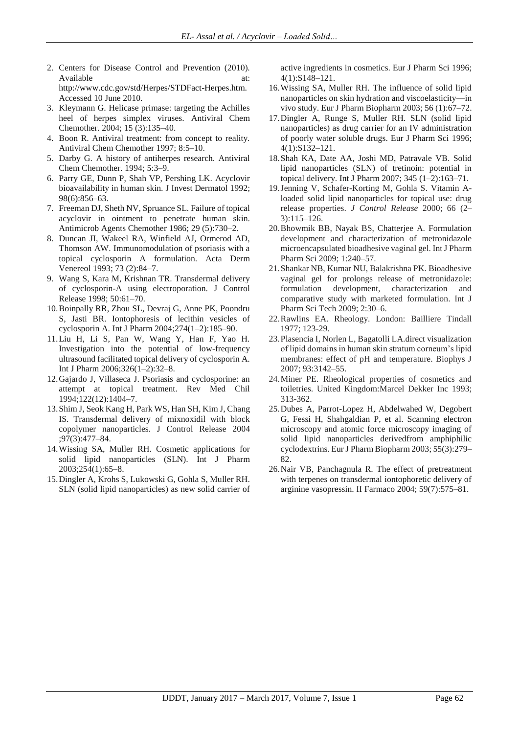2. Centers for Disease Control and Prevention (2010). Available at: http://www.cdc.gov/std/Herpes/STDFact-Herpes.htm. Accessed 10 June 2010.
3. Kleymann G. Helicase primase: targeting the Achilles heel of herpes simplex viruses. Antiviral Chem Chemother. 2004; 15 (3):135–40.
4. Boon R. Antiviral treatment: from concept to reality. Antiviral Chem Chemother 1997; 8:5–10.
5. Darby G. A history of antiherpes research. Antiviral Chem Chemother. 1994; 5:3–9.
6. Parry GE, Dunn P, Shah VP, Pershing LK. Acyclovir bioavailability in human skin. J Invest Dermatol 1992; 98(6):856–63.
7. Freeman DJ, Sheth NV, Spruance SL. Failure of topical acyclovir in ointment to penetrate human skin. Antimicrob Agents Chemother 1986; 29 (5):730–2.
8. Duncan JI, Wakeel RA, Winfield AJ, Ormerod AD, Thomson AW. Immunomodulation of psoriasis with a topical cyclosporin A formulation. Acta Derm Venereol 1993; 73 (2):84–7.
9. Wang S, Kara M, Krishnan TR. Transdermal delivery of cyclosporin-A using electroporation. J Control Release 1998; 50:61–70.
10. Boinpally RR, Zhou SL, Devraj G, Anne PK, Poondru S, Jasti BR. Iontophoresis of lecithin vesicles of cyclosporin A. Int J Pharm 2004;274(1–2):185–90.
11. Liu H, Li S, Pan W, Wang Y, Han F, Yao H. Investigation into the potential of low-frequency ultrasound facilitated topical delivery of cyclosporin A. Int J Pharm 2006;326(1–2):32–8.
12. Gajardo J, Villaseca J. Psoriasis and cyclosporine: an attempt at topical treatment. Rev Med Chil 1994;122(12):1404–7.
13. Shim J, Seok Kang H, Park WS, Han SH, Kim J, Chang IS. Transdermal delivery of mixnoxidil with block copolymer nanoparticles. J Control Release 2004 ;97(3):477–84.
14. Wissing SA, Muller RH. Cosmetic applications for solid lipid nanoparticles (SLN). Int J Pharm 2003;254(1):65–8.
15. Dingler A, Krohs S, Lukowski G, Gohla S, Muller RH. SLN (solid lipid nanoparticles) as new solid carrier of active ingredients in cosmetics. Eur J Pharm Sci 1996; 4(1):S148–121.
16. Wissing SA, Muller RH. The influence of solid lipid nanoparticles on skin hydration and viscoelasticity—in vivo study. Eur J Pharm Biopharm 2003; 56 (1):67–72.
17. Dingler A, Runge S, Muller RH. SLN (solid lipid nanoparticles) as drug carrier for an IV administration of poorly water soluble drugs. Eur J Pharm Sci 1996; 4(1):S132–121.
18. Shah KA, Date AA, Joshi MD, Patravale VB. Solid lipid nanoparticles (SLN) of tretinoin: potential in topical delivery. Int J Pharm 2007; 345 (1–2):163–71.
19. Jenning V, Schafer-Korting M, Gohla S. Vitamin A-loaded solid lipid nanoparticles for topical use: drug release properties. *J Control Release* 2000; 66 (2–3):115–126.
20. Bhowmik BB, Nayak BS, Chatterjee A. Formulation development and characterization of metronidazole microencapsulated bioadhesive vaginal gel. Int J Pharm Pharm Sci 2009; 1:240–57.
21. Shankar NB, Kumar NU, Balakrishna PK. Bioadhesive vaginal gel for prolongs release of metronidazole: formulation development, characterization and comparative study with marketed formulation. Int J Pharm Sci Tech 2009; 2:30–6.
22. Rawlins EA. Rheology. London: Bailliere Tindall 1977; 123-29.
23. Plasencia I, Norlen L, Bagatolli LA.direct visualization of lipid domains in human skin stratum corneum's lipid membranes: effect of pH and temperature. Biophys J 2007; 93:3142–55.
24. Miner PE. Rheological properties of cosmetics and toiletries. United Kingdom:Marcel Dekker Inc 1993; 313-362.
25. Dubes A, Parrot-Lopez H, Abdelwahed W, Degobert G, Fessi H, Shahgaldian P, et al. Scanning electron microscopy and atomic force microscopy imaging of solid lipid nanoparticles derivedfrom amphiphilic cyclodextrins. Eur J Pharm Biopharm 2003; 55(3):279–82.
26. Nair VB, Panchagnula R. The effect of pretreatment with terpenes on transdermal iontophoretic delivery of arginine vasopressin. II Farmaco 2004; 59(7):575–81.